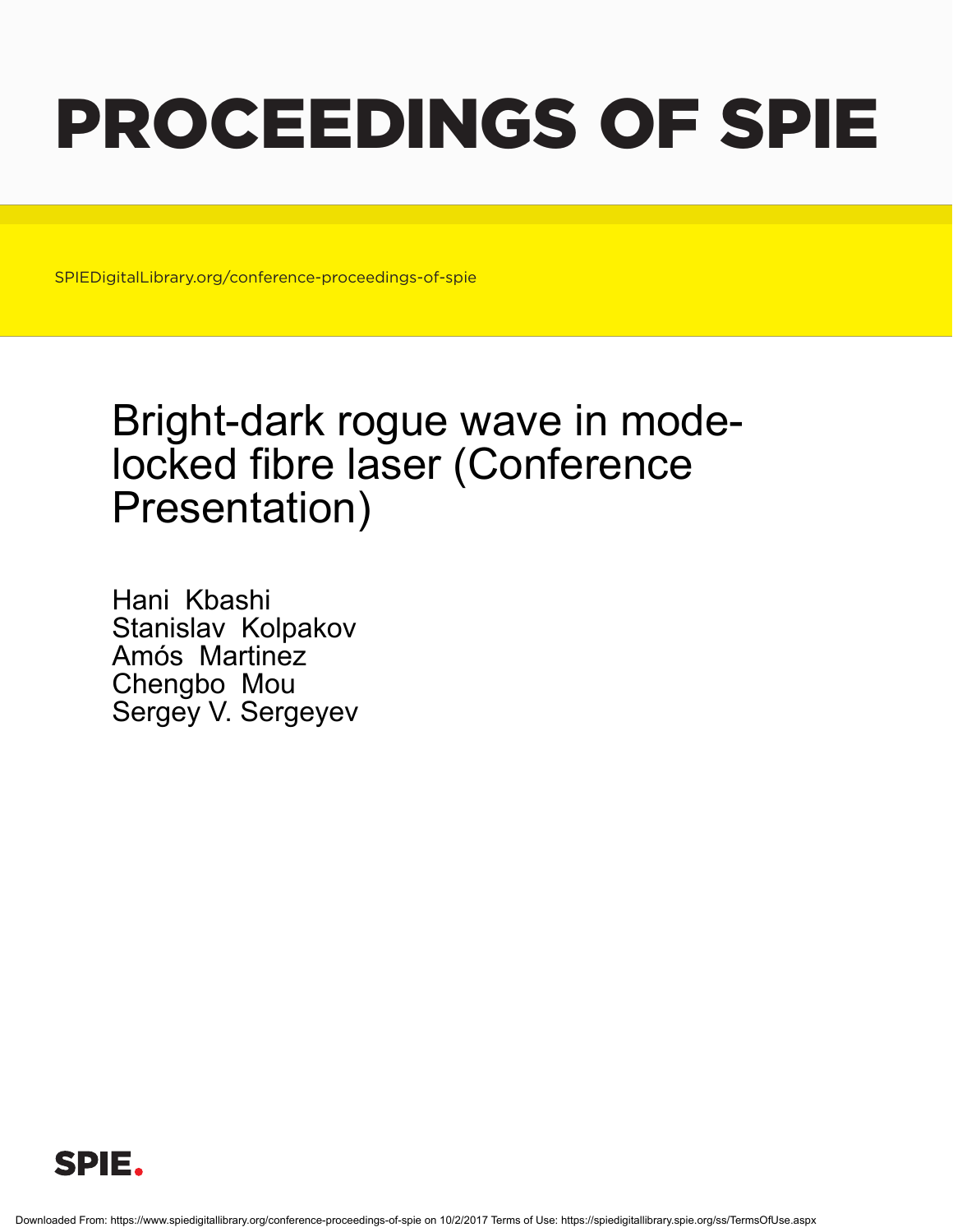# PROCEEDINGS OF SPIE

SPIEDigitalLibrary.org/conference-proceedings-of-spie

# Bright-dark rogue wave in mode-locked fibre laser (Conference Presentation)

Hani Kbashi
Stanislav Kolpakov
Amós Martinez
Chengbo Mou
Sergey V. Sergeyev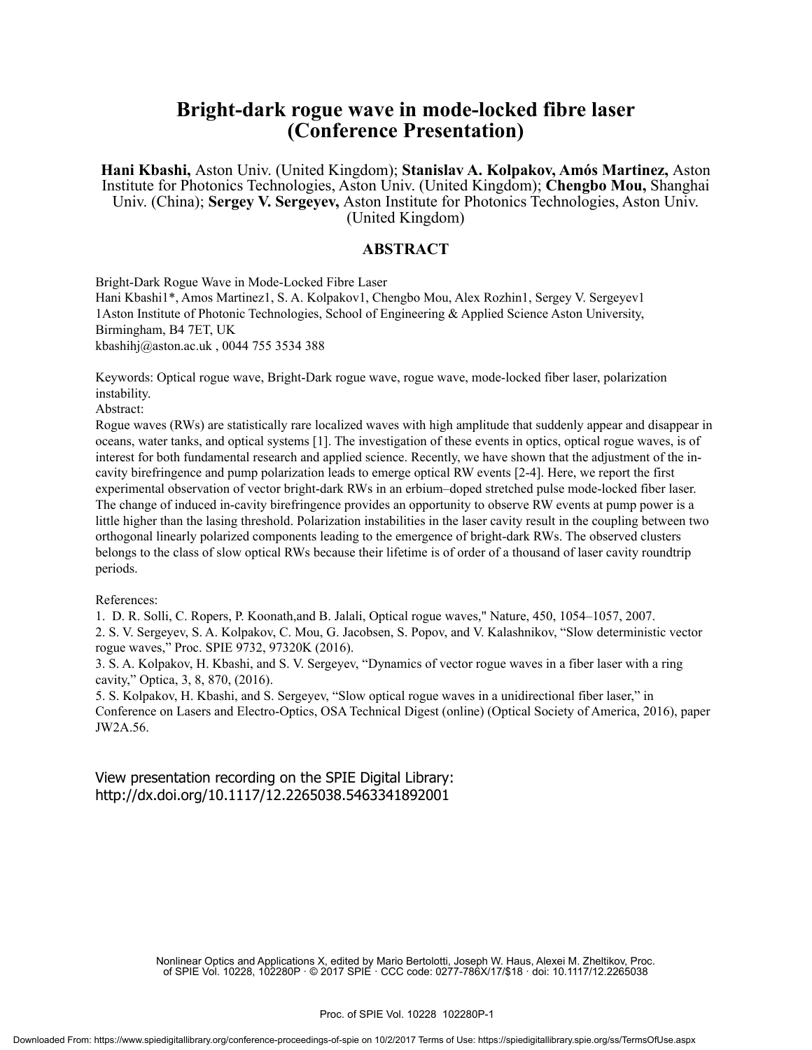# Bright-dark rogue wave in mode-locked fibre laser (Conference Presentation)

**Hani Kbashi,** Aston Univ. (United Kingdom); **Stanislav A. Kolpakov, Amós Martinez,** Aston Institute for Photonics Technologies, Aston Univ. (United Kingdom); **Chengbo Mou,** Shanghai Univ. (China); **Sergey V. Sergeyev,** Aston Institute for Photonics Technologies, Aston Univ. (United Kingdom)

## ABSTRACT

Bright-Dark Rogue Wave in Mode-Locked Fibre Laser
Hani Kbashi1*, Amos Martinez1, S. A. Kolpakov1, Chengbo Mou, Alex Rozhin1, Sergey V. Sergeyev1
1Aston Institute of Photonic Technologies, School of Engineering & Applied Science Aston University, Birmingham, B4 7ET, UK
kbashihj@aston.ac.uk , 0044 755 3534 388

Keywords: Optical rogue wave, Bright-Dark rogue wave, rogue wave, mode-locked fiber laser, polarization instability.

Abstract:

Rogue waves (RWs) are statistically rare localized waves with high amplitude that suddenly appear and disappear in oceans, water tanks, and optical systems [1]. The investigation of these events in optics, optical rogue waves, is of interest for both fundamental research and applied science. Recently, we have shown that the adjustment of the in-cavity birefringence and pump polarization leads to emerge optical RW events [2-4]. Here, we report the first experimental observation of vector bright-dark RWs in an erbium–doped stretched pulse mode-locked fiber laser. The change of induced in-cavity birefringence provides an opportunity to observe RW events at pump power is a little higher than the lasing threshold. Polarization instabilities in the laser cavity result in the coupling between two orthogonal linearly polarized components leading to the emergence of bright-dark RWs. The observed clusters belongs to the class of slow optical RWs because their lifetime is of order of a thousand of laser cavity roundtrip periods.

References:

1. D. R. Solli, C. Ropers, P. Koonath,and B. Jalali, Optical rogue waves," Nature, 450, 1054–1057, 2007.
2. S. V. Sergeyev, S. A. Kolpakov, C. Mou, G. Jacobsen, S. Popov, and V. Kalashnikov, "Slow deterministic vector rogue waves," Proc. SPIE 9732, 97320K (2016).
3. S. A. Kolpakov, H. Kbashi, and S. V. Sergeyev, "Dynamics of vector rogue waves in a fiber laser with a ring cavity," Optica, 3, 8, 870, (2016).
5. S. Kolpakov, H. Kbashi, and S. Sergeyev, "Slow optical rogue waves in a unidirectional fiber laser," in Conference on Lasers and Electro-Optics, OSA Technical Digest (online) (Optical Society of America, 2016), paper JW2A.56.

View presentation recording on the SPIE Digital Library:
http://dx.doi.org/10.1117/12.2265038.5463341892001

Nonlinear Optics and Applications X, edited by Mario Bertolotti, Joseph W. Haus, Alexei M. Zheltikov, Proc. of SPIE Vol. 10228, 102280P · © 2017 SPIE · CCC code: 0277-786X/17/$18 · doi: 10.1117/12.2265038